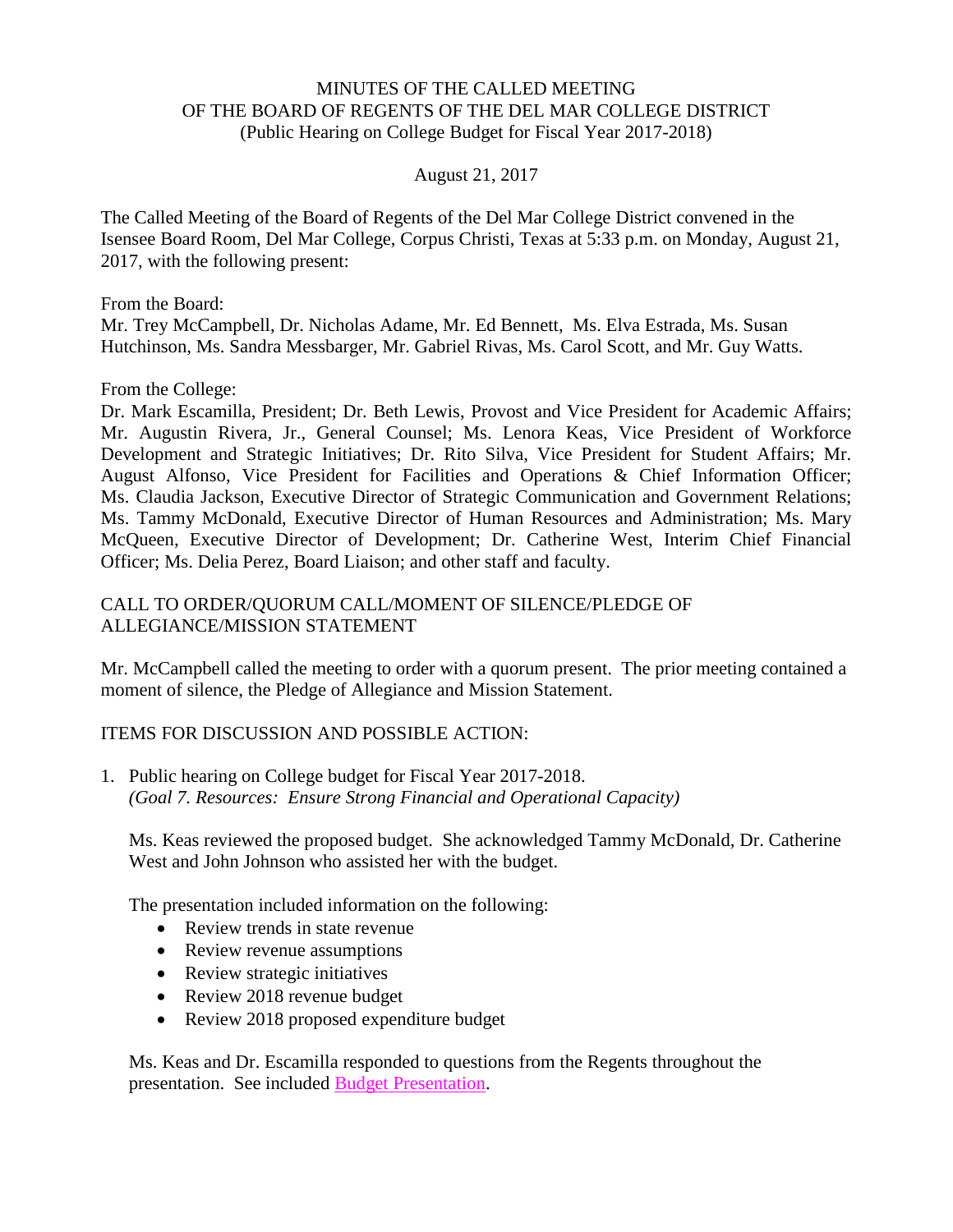# MINUTES OF THE CALLED MEETING OF THE BOARD OF REGENTS OF THE DEL MAR COLLEGE DISTRICT (Public Hearing on College Budget for Fiscal Year 2017-2018)

August 21, 2017

The Called Meeting of the Board of Regents of the Del Mar College District convened in the Isensee Board Room, Del Mar College, Corpus Christi, Texas at 5:33 p.m. on Monday, August 21, 2017, with the following present:

From the Board:
Mr. Trey McCampbell, Dr. Nicholas Adame, Mr. Ed Bennett, Ms. Elva Estrada, Ms. Susan Hutchinson, Ms. Sandra Messbarger, Mr. Gabriel Rivas, Ms. Carol Scott, and Mr. Guy Watts.

From the College:
Dr. Mark Escamilla, President; Dr. Beth Lewis, Provost and Vice President for Academic Affairs; Mr. Augustin Rivera, Jr., General Counsel; Ms. Lenora Keas, Vice President of Workforce Development and Strategic Initiatives; Dr. Rito Silva, Vice President for Student Affairs; Mr. August Alfonso, Vice President for Facilities and Operations & Chief Information Officer; Ms. Claudia Jackson, Executive Director of Strategic Communication and Government Relations; Ms. Tammy McDonald, Executive Director of Human Resources and Administration; Ms. Mary McQueen, Executive Director of Development; Dr. Catherine West, Interim Chief Financial Officer; Ms. Delia Perez, Board Liaison; and other staff and faculty.

## CALL TO ORDER/QUORUM CALL/MOMENT OF SILENCE/PLEDGE OF ALLEGIANCE/MISSION STATEMENT

Mr. McCampbell called the meeting to order with a quorum present. The prior meeting contained a moment of silence, the Pledge of Allegiance and Mission Statement.

## ITEMS FOR DISCUSSION AND POSSIBLE ACTION:

1. Public hearing on College budget for Fiscal Year 2017-2018.
   *(Goal 7. Resources: Ensure Strong Financial and Operational Capacity)*

   Ms. Keas reviewed the proposed budget. She acknowledged Tammy McDonald, Dr. Catherine West and John Johnson who assisted her with the budget.

   The presentation included information on the following:

   - Review trends in state revenue
   - Review revenue assumptions
   - Review strategic initiatives
   - Review 2018 revenue budget
   - Review 2018 proposed expenditure budget

   Ms. Keas and Dr. Escamilla responded to questions from the Regents throughout the presentation. See included Budget Presentation.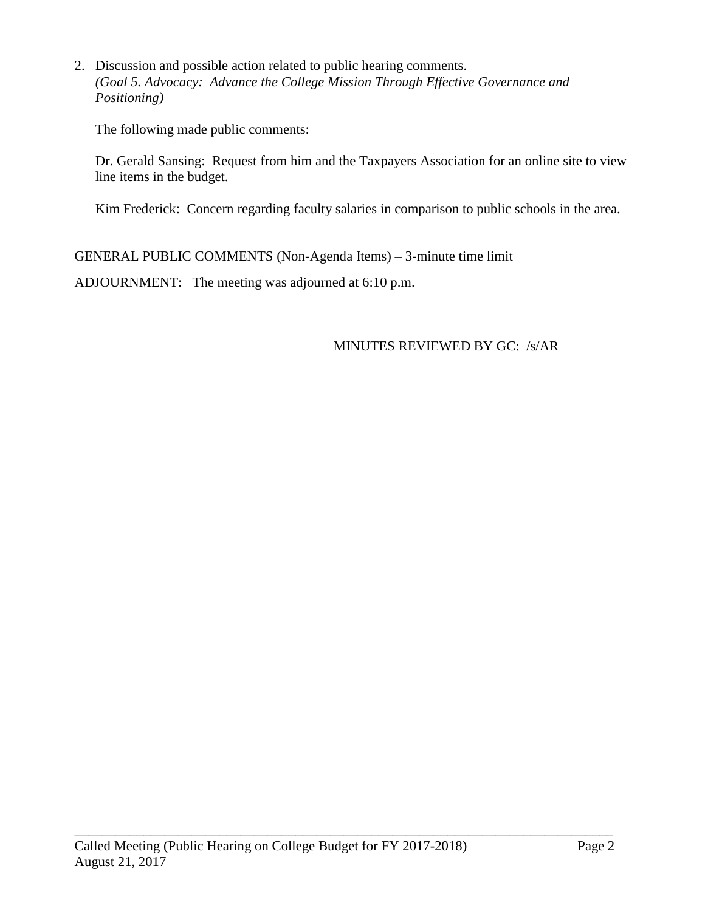2. Discussion and possible action related to public hearing comments.
   *(Goal 5. Advocacy: Advance the College Mission Through Effective Governance and Positioning)*

   The following made public comments:

   Dr. Gerald Sansing: Request from him and the Taxpayers Association for an online site to view line items in the budget.

   Kim Frederick: Concern regarding faculty salaries in comparison to public schools in the area.

GENERAL PUBLIC COMMENTS (Non-Agenda Items) – 3-minute time limit

ADJOURNMENT: The meeting was adjourned at 6:10 p.m.

MINUTES REVIEWED BY GC: /s/AR